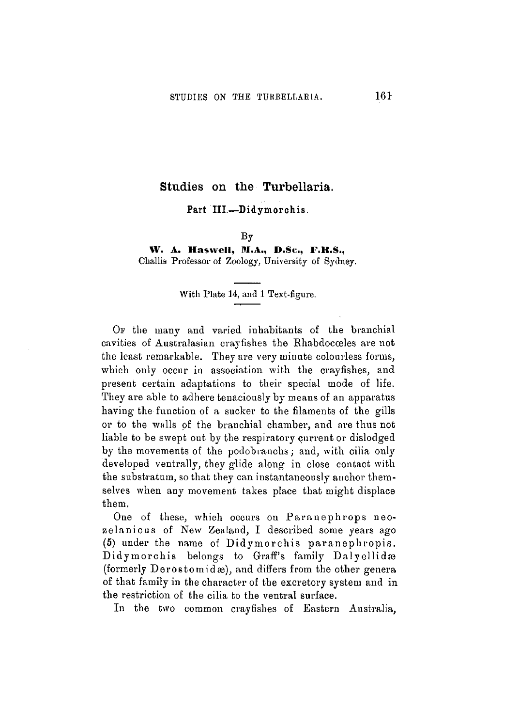# Studies on the Turbellaria.

## Part III.—Didymorchis.

By

**W. A. Haswell, M.A., D.Sc., F.R.S.,**
Challis Professor of Zoology, University of Sydney.

With Plate 14, and 1 Text-figure.

Of the many and varied inhabitants of the branchial cavities of Australasian crayfishes the Rhabdocœles are not the least remarkable. They are very minute colourless forms, which only occur in association with the crayfishes, and present certain adaptations to their special mode of life. They are able to adhere tenaciously by means of an apparatus having the function of a sucker to the filaments of the gills or to the walls of the branchial chamber, and are thus not liable to be swept out by the respiratory current or dislodged by the movements of the podobranchs; and, with cilia only developed ventrally, they glide along in close contact with the substratum, so that they can instantaneously anchor themselves when any movement takes place that might displace them.

One of these, which occurs on Paranephrops neozelanicus of New Zealand, I described some years ago (5) under the name of Didymorchis paranephropis. Didymorchis belongs to Graff's family Dalyellidæ (formerly Derostomidæ), and differs from the other genera of that family in the character of the excretory system and in the restriction of the cilia to the ventral surface.

In the two common crayfishes of Eastern Australia,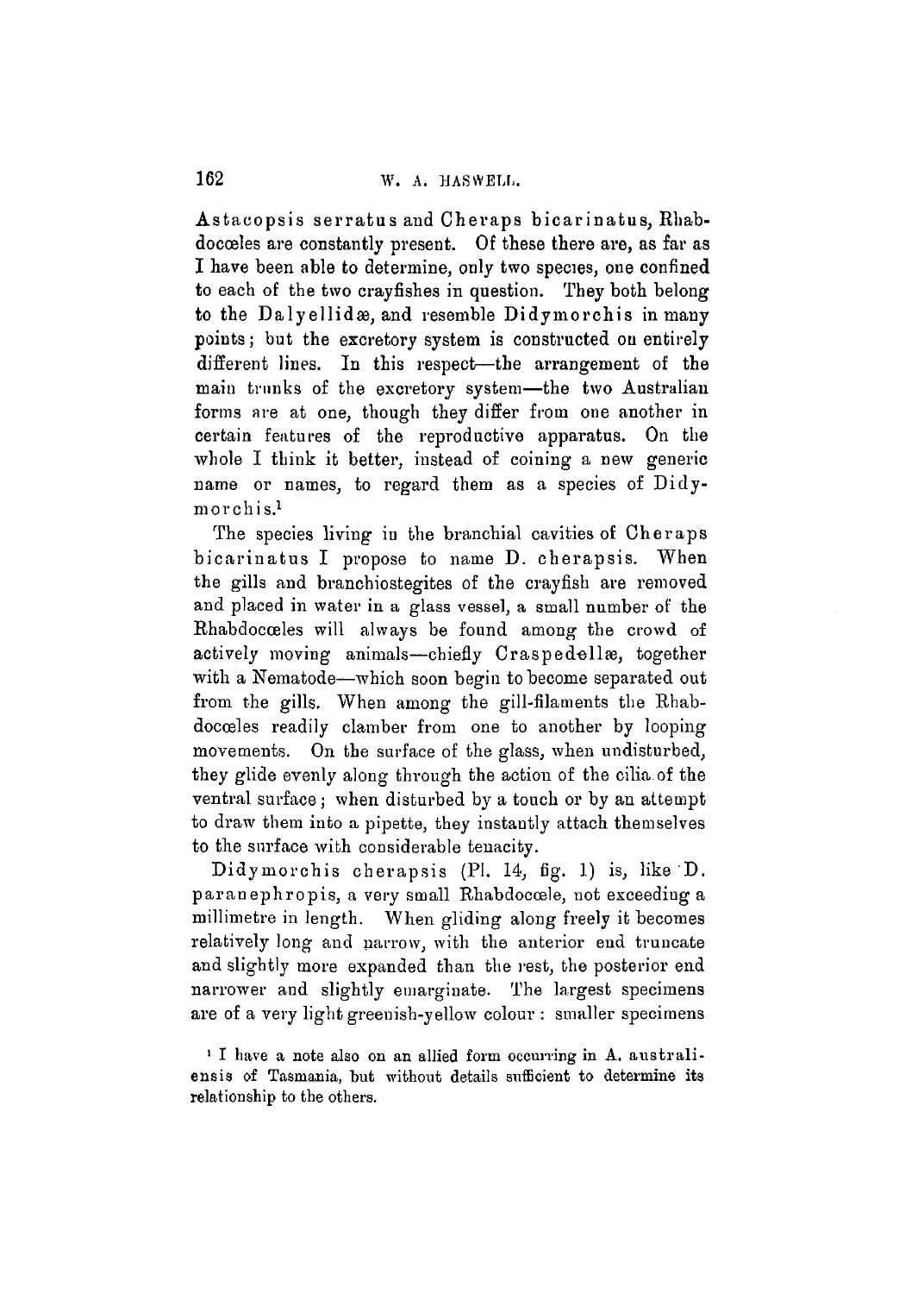Astacopsis serratus and Cheraps bicarinatus, Rhabdocœles are constantly present. Of these there are, as far as I have been able to determine, only two species, one confined to each of the two crayfishes in question. They both belong to the Dalyellidæ, and resemble Didymorchis in many points; but the excretory system is constructed on entirely different lines. In this respect—the arrangement of the main trunks of the excretory system—the two Australian forms are at one, though they differ from one another in certain features of the reproductive apparatus. On the whole I think it better, instead of coining a new generic name or names, to regard them as a species of Didymorchis.[1]

The species living in the branchial cavities of Cheraps bicarinatus I propose to name D. cherapsis. When the gills and branchiostegites of the crayfish are removed and placed in water in a glass vessel, a small number of the Rhabdocœles will always be found among the crowd of actively moving animals—chiefly Craspedellæ, together with a Nematode—which soon begin to become separated out from the gills. When among the gill-filaments the Rhabdocœles readily clamber from one to another by looping movements. On the surface of the glass, when undisturbed, they glide evenly along through the action of the cilia of the ventral surface; when disturbed by a touch or by an attempt to draw them into a pipette, they instantly attach themselves to the surface with considerable tenacity.

Didymorchis cherapsis (Pl. 14, fig. 1) is, like D. paranephropis, a very small Rhabdocœle, not exceeding a millimetre in length. When gliding along freely it becomes relatively long and narrow, with the anterior end truncate and slightly more expanded than the rest, the posterior end narrower and slightly emarginate. The largest specimens are of a very light greenish-yellow colour: smaller specimens

[1] I have a note also on an allied form occurring in A. australiensis of Tasmania, but without details sufficient to determine its relationship to the others.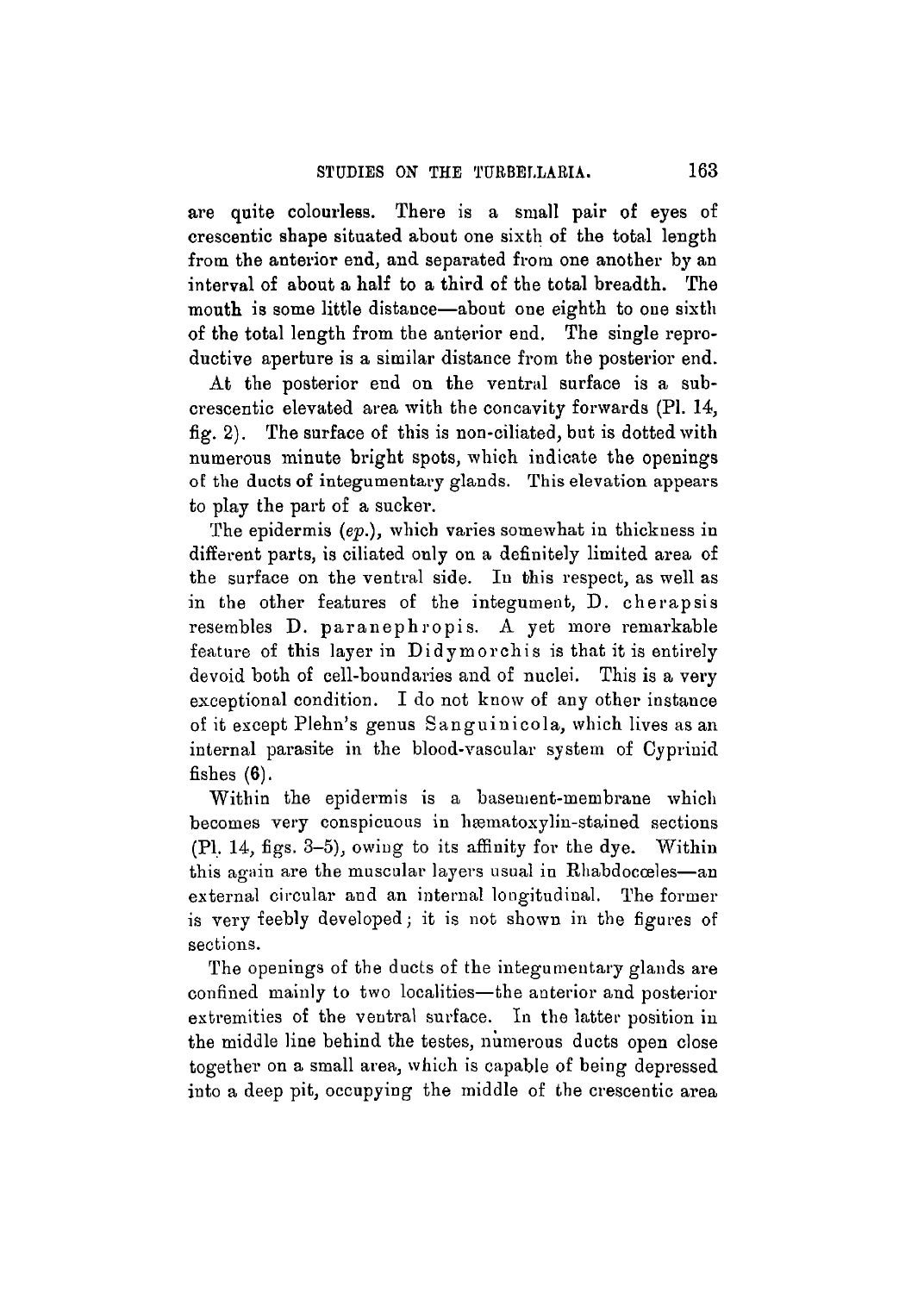are quite colourless. There is a small pair of eyes of crescentic shape situated about one sixth of the total length from the anterior end, and separated from one another by an interval of about a half to a third of the total breadth. The mouth is some little distance—about one eighth to one sixth of the total length from the anterior end. The single reproductive aperture is a similar distance from the posterior end.

At the posterior end on the ventral surface is a sub-crescentic elevated area with the concavity forwards (Pl. 14, fig. 2). The surface of this is non-ciliated, but is dotted with numerous minute bright spots, which indicate the openings of the ducts of integumentary glands. This elevation appears to play the part of a sucker.

The epidermis (*ep.*), which varies somewhat in thickness in different parts, is ciliated only on a definitely limited area of the surface on the ventral side. In this respect, as well as in the other features of the integument, D. cherapsis resembles D. paranephropis. A yet more remarkable feature of this layer in Didymorchis is that it is entirely devoid both of cell-boundaries and of nuclei. This is a very exceptional condition. I do not know of any other instance of it except Plehn's genus Sanguinicola, which lives as an internal parasite in the blood-vascular system of Cyprinid fishes (**6**).

Within the epidermis is a basement-membrane which becomes very conspicuous in hæmatoxylin-stained sections (Pl. 14, figs. 3–5), owing to its affinity for the dye. Within this again are the muscular layers usual in Rhabdocœles—an external circular and an internal longitudinal. The former is very feebly developed; it is not shown in the figures of sections.

The openings of the ducts of the integumentary glands are confined mainly to two localities—the anterior and posterior extremities of the ventral surface. In the latter position in the middle line behind the testes, numerous ducts open close together on a small area, which is capable of being depressed into a deep pit, occupying the middle of the crescentic area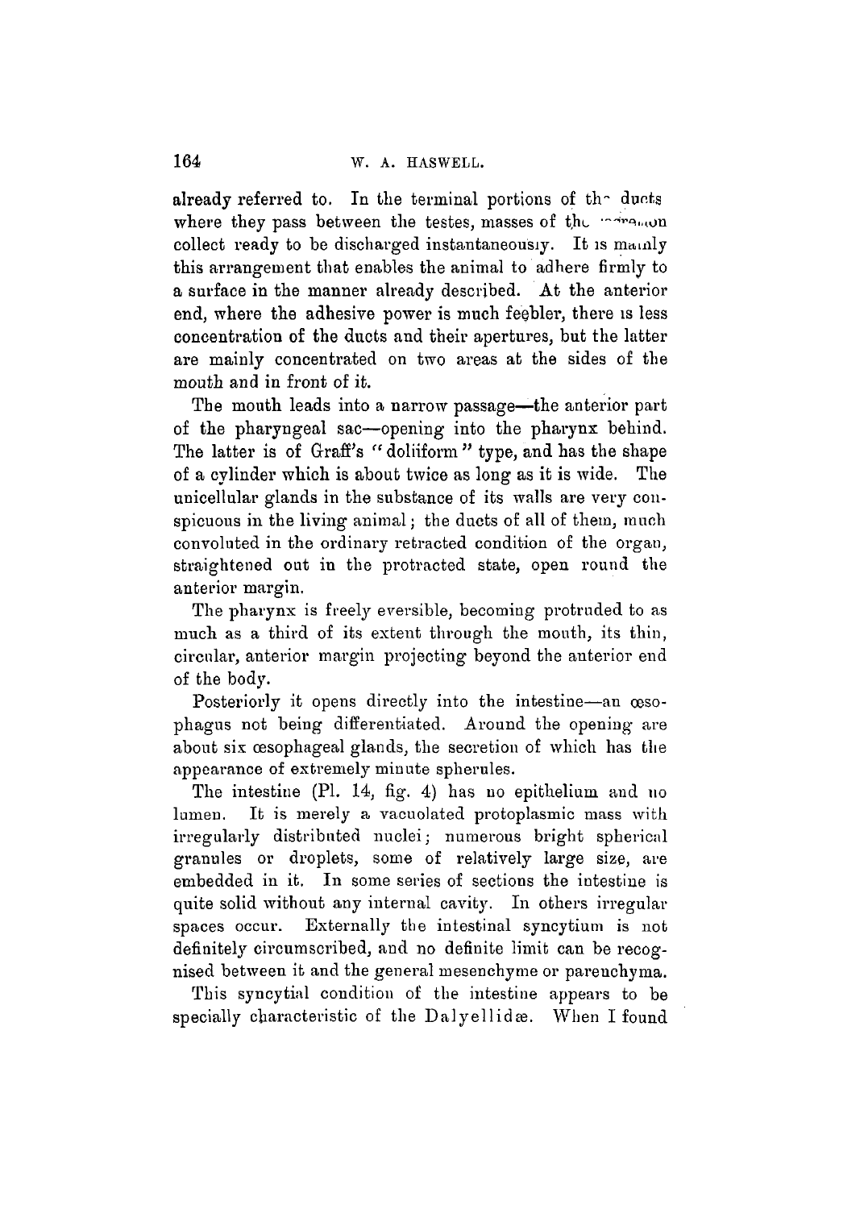already referred to. In the terminal portions of the ducts where they pass between the testes, masses of the secretion collect ready to be discharged instantaneously. It is mainly this arrangement that enables the animal to adhere firmly to a surface in the manner already described. At the anterior end, where the adhesive power is much feebler, there is less concentration of the ducts and their apertures, but the latter are mainly concentrated on two areas at the sides of the mouth and in front of it.

The mouth leads into a narrow passage—the anterior part of the pharyngeal sac—opening into the pharynx behind. The latter is of Graff's "doliiform" type, and has the shape of a cylinder which is about twice as long as it is wide. The unicellular glands in the substance of its walls are very conspicuous in the living animal; the ducts of all of them, much convoluted in the ordinary retracted condition of the organ, straightened out in the protracted state, open round the anterior margin.

The pharynx is freely eversible, becoming protruded to as much as a third of its extent through the mouth, its thin, circular, anterior margin projecting beyond the anterior end of the body.

Posteriorly it opens directly into the intestine—an œsophagus not being differentiated. Around the opening are about six œsophageal glands, the secretion of which has the appearance of extremely minute spherules.

The intestine (Pl. 14, fig. 4) has no epithelium and no lumen. It is merely a vacuolated protoplasmic mass with irregularly distributed nuclei; numerous bright spherical granules or droplets, some of relatively large size, are embedded in it. In some series of sections the intestine is quite solid without any internal cavity. In others irregular spaces occur. Externally the intestinal syncytium is not definitely circumscribed, and no definite limit can be recognised between it and the general mesenchyme or parenchyma.

This syncytial condition of the intestine appears to be specially characteristic of the Dalyellidæ. When I found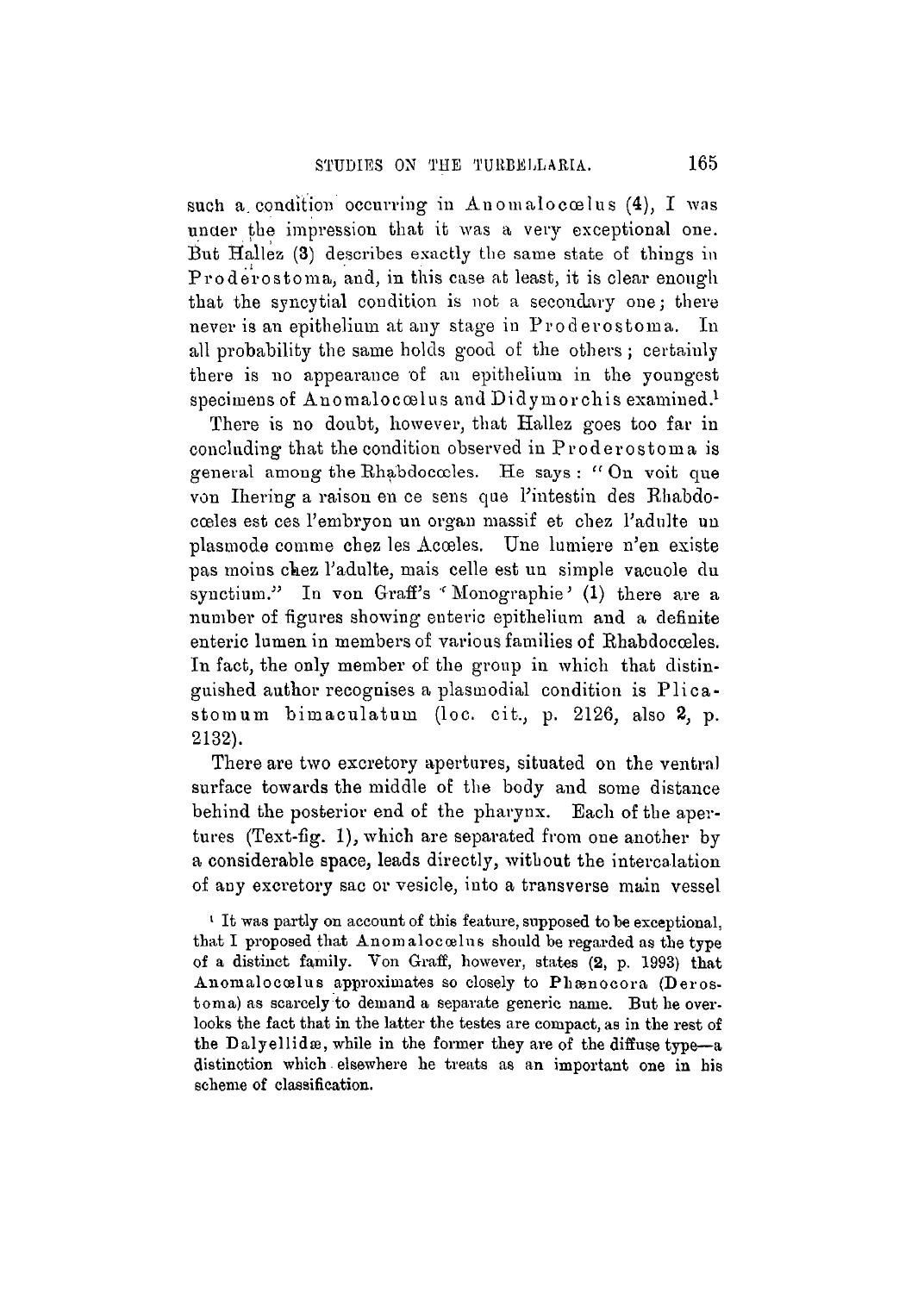such a condition occurring in Anomalocœlus (4), I was under the impression that it was a very exceptional one. But Hallez (3) describes exactly the same state of things in Proderostoma, and, in this case at least, it is clear enough that the syncytial condition is not a secondary one; there never is an epithelium at any stage in Proderostoma. In all probability the same holds good of the others; certainly there is no appearance of an epithelium in the youngest specimens of Anomalocœlus and Didymorchis examined.[1]

There is no doubt, however, that Hallez goes too far in concluding that the condition observed in Proderostoma is general among the Rhabdocœles. He says: "On voit que von Ihering a raison en ce sens que l'intestin des Rhabdocœles est ces l'embryon un organ massif et chez l'adulte un plasmode comme chez les Acœles. Une lumiere n'en existe pas moins chez l'adulte, mais celle est un simple vacuole du synctium." In von Graff's 'Monographie' (1) there are a number of figures showing enteric epithelium and a definite enteric lumen in members of various families of Rhabdocœles. In fact, the only member of the group in which that distinguished author recognises a plasmodial condition is Plicastomum bimaculatum (loc. cit., p. 2126, also 2, p. 2132).

There are two excretory apertures, situated on the ventral surface towards the middle of the body and some distance behind the posterior end of the pharynx. Each of the apertures (Text-fig. 1), which are separated from one another by a considerable space, leads directly, without the intercalation of any excretory sac or vesicle, into a transverse main vessel

[1] It was partly on account of this feature, supposed to be exceptional, that I proposed that Anomalocœlus should be regarded as the type of a distinct family. Von Graff, however, states (2, p. 1993) that Anomalocœlus approximates so closely to Phænocora (Derostoma) as scarcely to demand a separate generic name. But he overlooks the fact that in the latter the testes are compact, as in the rest of the Dalyellidæ, while in the former they are of the diffuse type—a distinction which elsewhere he treats as an important one in his scheme of classification.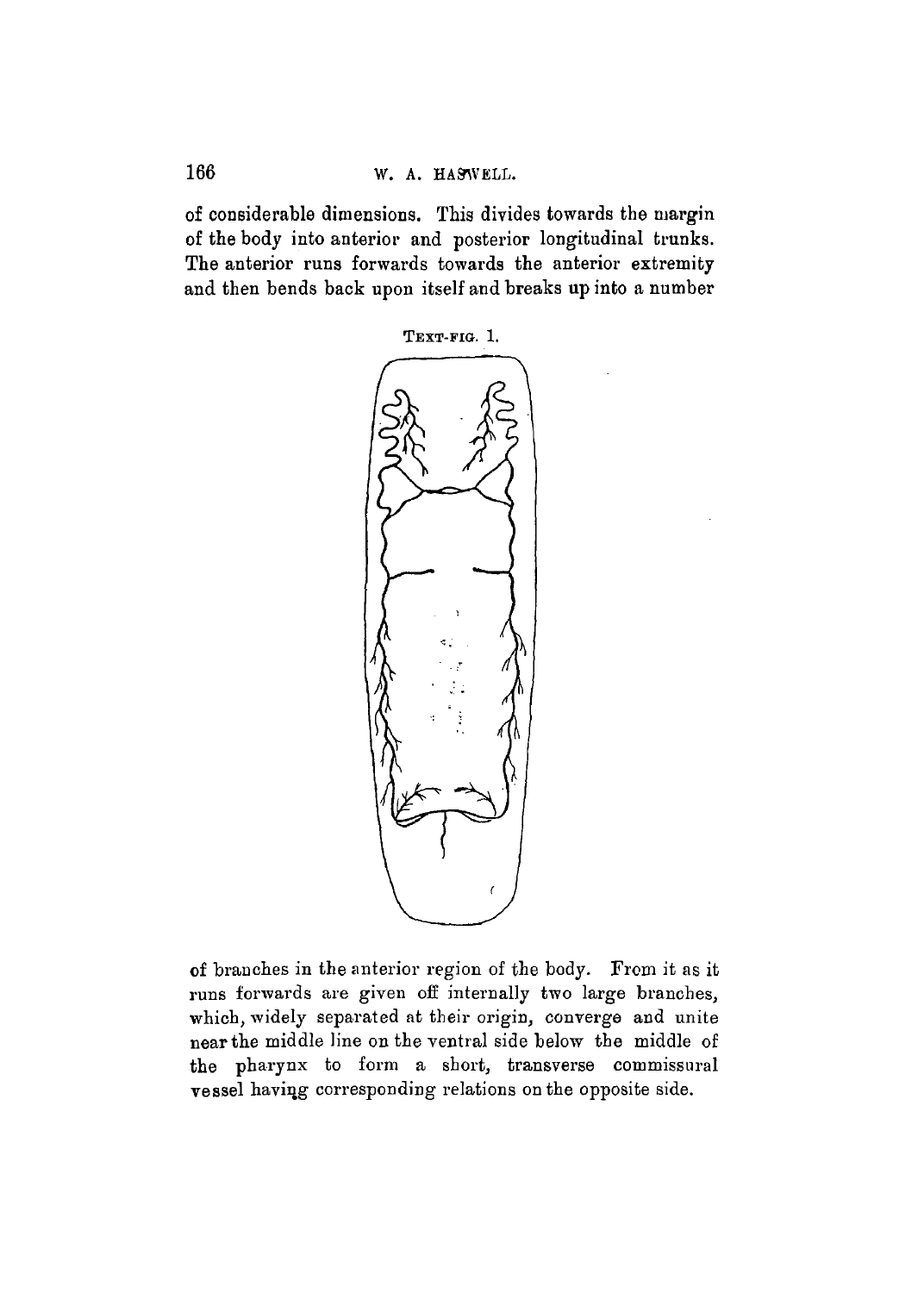of considerable dimensions. This divides towards the margin of the body into anterior and posterior longitudinal trunks. The anterior runs forwards towards the anterior extremity and then bends back upon itself and breaks up into a number

TEXT-FIG. 1.

of branches in the anterior region of the body. From it as it runs forwards are given off internally two large branches, which, widely separated at their origin, converge and unite near the middle line on the ventral side below the middle of the pharynx to form a short, transverse commissural vessel having corresponding relations on the opposite side.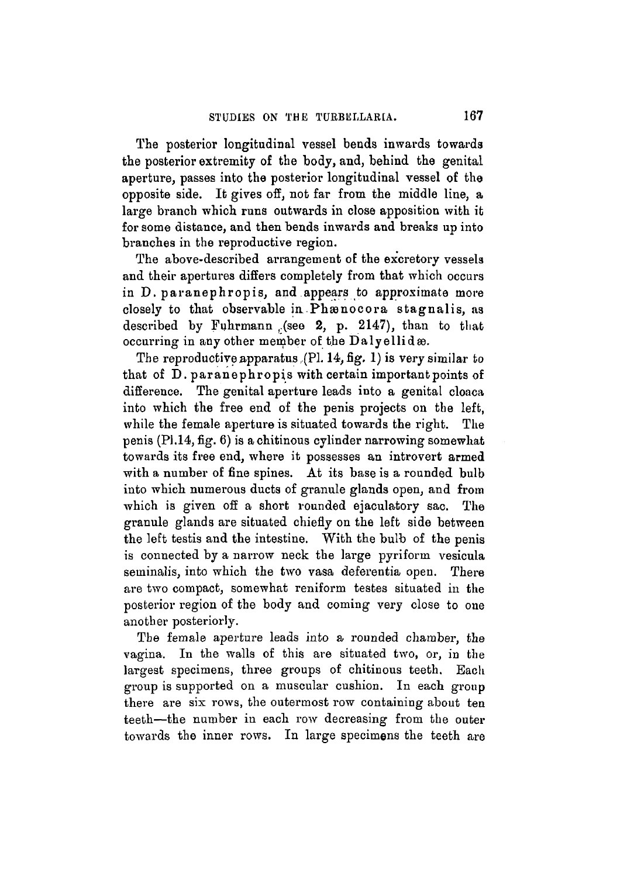The posterior longitudinal vessel bends inwards towards the posterior extremity of the body, and, behind the genital aperture, passes into the posterior longitudinal vessel of the opposite side. It gives off, not far from the middle line, a large branch which runs outwards in close apposition with it for some distance, and then bends inwards and breaks up into branches in the reproductive region.

The above-described arrangement of the excretory vessels and their apertures differs completely from that which occurs in D. paranephropis, and appears to approximate more closely to that observable in Phænocora stagnalis, as described by Fuhrmann (see **2**, p. 2147), than to that occurring in any other member of the Dalyellidæ.

The reproductive apparatus (Pl. 14, fig. 1) is very similar to that of D. paranephropis with certain important points of difference. The genital aperture leads into a genital cloaca into which the free end of the penis projects on the left, while the female aperture is situated towards the right. The penis (Pl. 14, fig. 6) is a chitinous cylinder narrowing somewhat towards its free end, where it possesses an introvert armed with a number of fine spines. At its base is a rounded bulb into which numerous ducts of granule glands open, and from which is given off a short rounded ejaculatory sac. The granule glands are situated chiefly on the left side between the left testis and the intestine. With the bulb of the penis is connected by a narrow neck the large pyriform vesicula seminalis, into which the two vasa deferentia open. There are two compact, somewhat reniform testes situated in the posterior region of the body and coming very close to one another posteriorly.

The female aperture leads into a rounded chamber, the vagina. In the walls of this are situated two, or, in the largest specimens, three groups of chitinous teeth. Each group is supported on a muscular cushion. In each group there are six rows, the outermost row containing about ten teeth—the number in each row decreasing from the outer towards the inner rows. In large specimens the teeth are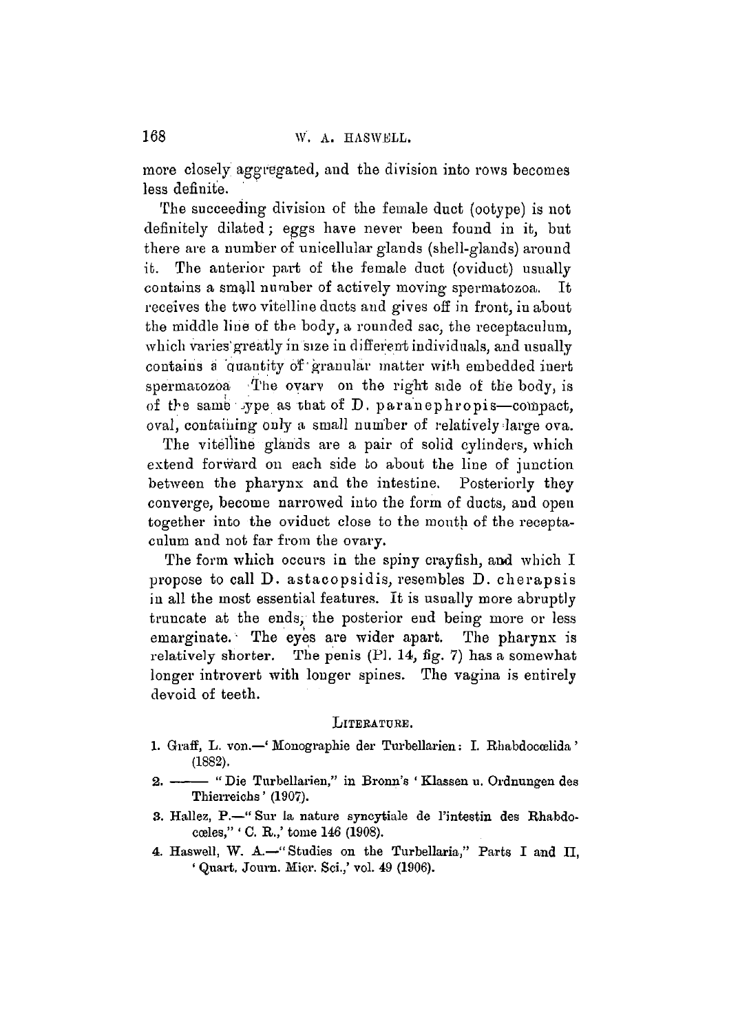more closely aggregated, and the division into rows becomes less definite.

The succeeding division of the female duct (ootype) is not definitely dilated; eggs have never been found in it, but there are a number of unicellular glands (shell-glands) around it. The anterior part of the female duct (oviduct) usually contains a small number of actively moving spermatozoa. It receives the two vitelline ducts and gives off in front, in about the middle line of the body, a rounded sac, the receptaculum, which varies greatly in size in different individuals, and usually contains a quantity of granular matter with embedded inert spermatozoa. The ovary on the right side of the body, is of the same type as that of D. paranephropis—compact, oval, containing only a small number of relatively large ova.

The vitelline glands are a pair of solid cylinders, which extend forward on each side to about the line of junction between the pharynx and the intestine. Posteriorly they converge, become narrowed into the form of ducts, and open together into the oviduct close to the mouth of the receptaculum and not far from the ovary.

The form which occurs in the spiny crayfish, and which I propose to call D. astacopsidis, resembles D. cherapsis in all the most essential features. It is usually more abruptly truncate at the ends, the posterior end being more or less emarginate. The eyes are wider apart. The pharynx is relatively shorter. The penis (Pl. 14, fig. 7) has a somewhat longer introvert with longer spines. The vagina is entirely devoid of teeth.

## LITERATURE.

1. Graff, L. von.—'Monographie der Turbellarien: I. Rhabdocœlida' (1882).
2. ——— "Die Turbellarien," in Bronn's 'Klassen u. Ordnungen des Thierreichs' (1907).
3. Hallez, P.—"Sur la nature syncytiale de l'intestin des Rhabdocœles," 'C. R.,' tome 146 (1908).
4. Haswell, W. A.—"Studies on the Turbellaria," Parts I and II, 'Quart. Journ. Micr. Sci.,' vol. 49 (1906).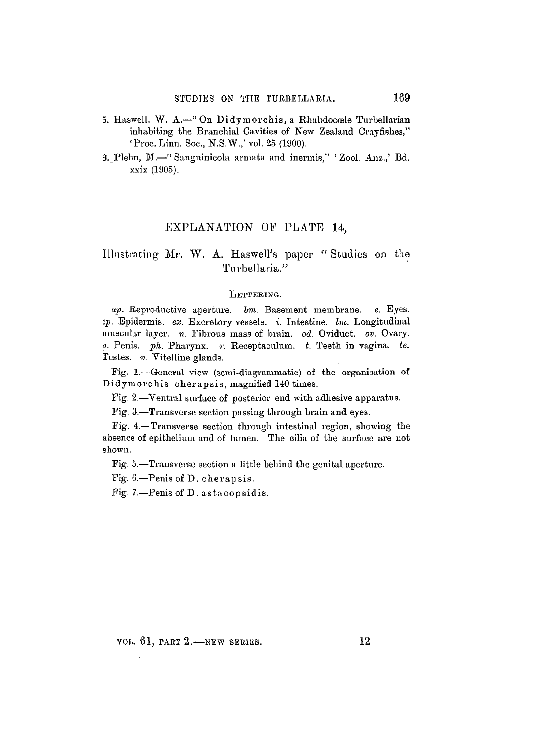5. Haswell, W. A.—"On Didymorchis, a Rhabdocœle Turbellarian inhabiting the Branchial Cavities of New Zealand Crayfishes," 'Proc. Linn. Soc., N.S.W.,' vol. 25 (1900).

6. Plehn, M.—"Sanguinicola armata and inermis," 'Zool. Anz.,' Bd. xxix (1905).

## EXPLANATION OF PLATE 14,

### Illustrating Mr. W. A. Haswell's paper "Studies on the Turbellaria."

LETTERING.

*ap.* Reproductive aperture. *bm.* Basement membrane. *e.* Eyes. *ep.* Epidermis. *ex.* Excretory vessels. *i.* Intestine. *lm.* Longitudinal muscular layer. *n.* Fibrous mass of brain. *od.* Oviduct. *ov.* Ovary. *p.* Penis. *ph.* Pharynx. *r.* Receptaculum. *t.* Teeth in vagina. *te.* Testes. *v.* Vitelline glands.

Fig. 1.—General view (semi-diagrammatic) of the organisation of Didymorchis cherapsis, magnified 140 times.

Fig. 2.—Ventral surface of posterior end with adhesive apparatus.

Fig. 3.—Transverse section passing through brain and eyes.

Fig. 4.—Transverse section through intestinal region, showing the absence of epithelium and of lumen. The cilia of the surface are not shown.

Fig. 5.—Transverse section a little behind the genital aperture.

Fig. 6.—Penis of D. cherapsis.

Fig. 7.—Penis of D. astacopsidis.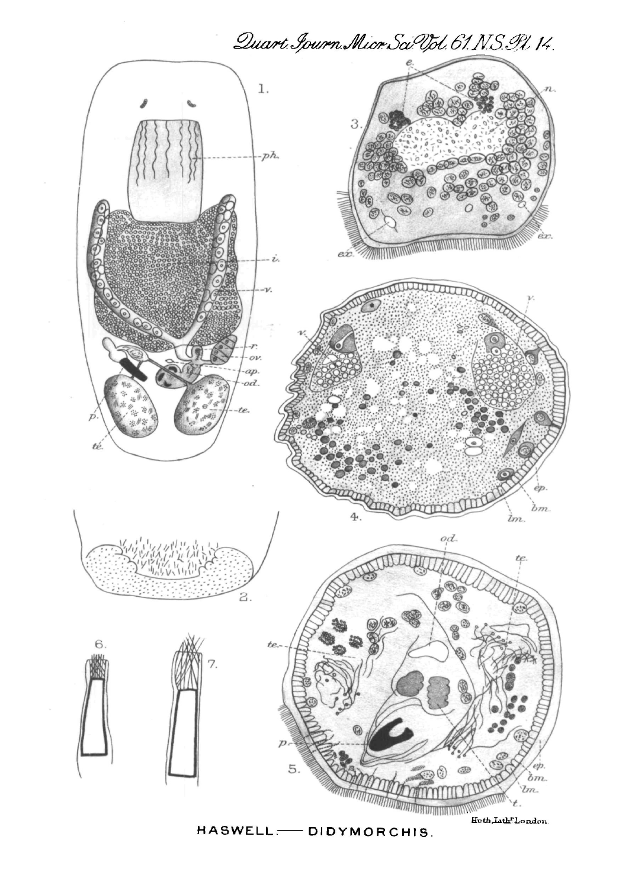HASWELL.—DIDYMORCHIS.

Huth, Lith. London.